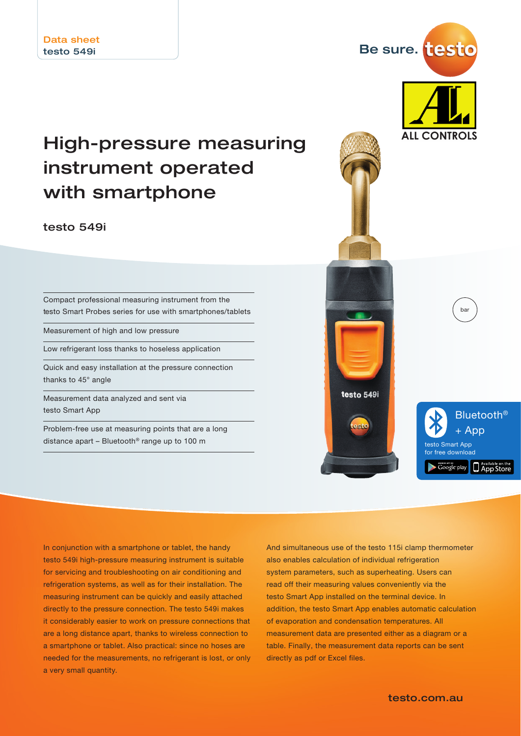Data sheet
testo 549i

Be sure. testo

ALL CONTROLS

# High-pressure measuring instrument operated with smartphone

## testo 549i

- Compact professional measuring instrument from the testo Smart Probes series for use with smartphones/tablets
- Measurement of high and low pressure
- Low refrigerant loss thanks to hoseless application
- Quick and easy installation at the pressure connection thanks to 45° angle
- Measurement data analyzed and sent via testo Smart App
- Problem-free use at measuring points that are a long distance apart – Bluetooth® range up to 100 m

bar

Bluetooth® + App

testo Smart App for free download

In conjunction with a smartphone or tablet, the handy testo 549i high-pressure measuring instrument is suitable for servicing and troubleshooting on air conditioning and refrigeration systems, as well as for their installation. The measuring instrument can be quickly and easily attached directly to the pressure connection. The testo 549i makes it considerably easier to work on pressure connections that are a long distance apart, thanks to wireless connection to a smartphone or tablet. Also practical: since no hoses are needed for the measurements, no refrigerant is lost, or only a very small quantity.

And simultaneous use of the testo 115i clamp thermometer also enables calculation of individual refrigeration system parameters, such as superheating. Users can read off their measuring values conveniently via the testo Smart App installed on the terminal device. In addition, the testo Smart App enables automatic calculation of evaporation and condensation temperatures. All measurement data are presented either as a diagram or a table. Finally, the measurement data reports can be sent directly as pdf or Excel files.

testo.com.au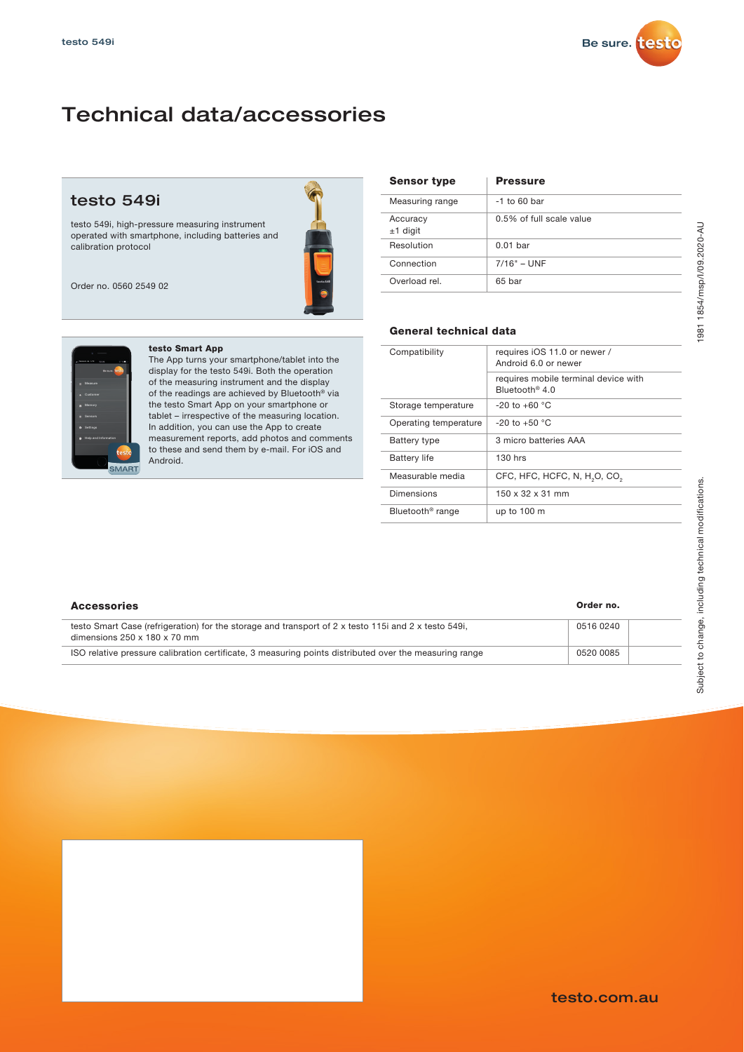# Technical data/accessories

## testo 549i

testo 549i, high-pressure measuring instrument operated with smartphone, including batteries and calibration protocol

Order no. 0560 2549 02

| Sensor type | Pressure |
|---|---|
| Measuring range | -1 to 60 bar |
| Accuracy ±1 digit | 0.5% of full scale value |
| Resolution | 0.01 bar |
| Connection | 7/16" – UNF |
| Overload rel. | 65 bar |

**testo Smart App**
The App turns your smartphone/tablet into the display for the testo 549i. Both the operation of the measuring instrument and the display of the readings are achieved by Bluetooth® via the testo Smart App on your smartphone or tablet – irrespective of the measuring location. In addition, you can use the App to create measurement reports, add photos and comments to these and send them by e-mail. For iOS and Android.

### General technical data

| | |
|---|---|
| Compatibility | requires iOS 11.0 or newer / Android 6.0 or newer |
| | requires mobile terminal device with Bluetooth® 4.0 |
| Storage temperature | -20 to +60 °C |
| Operating temperature | -20 to +50 °C |
| Battery type | 3 micro batteries AAA |
| Battery life | 130 hrs |
| Measurable media | CFC, HFC, HCFC, N, $H_2O$, $CO_2$ |
| Dimensions | 150 x 32 x 31 mm |
| Bluetooth® range | up to 100 m |

| Accessories | Order no. |
|---|---|
| testo Smart Case (refrigeration) for the storage and transport of 2 x testo 115i and 2 x testo 549i, dimensions 250 x 180 x 70 mm | 0516 0240 |
| ISO relative pressure calibration certificate, 3 measuring points distributed over the measuring range | 0520 0085 |

1981 1854/msp/I/09.2020-AU

Subject to change, including technical modifications.

testo.com.au